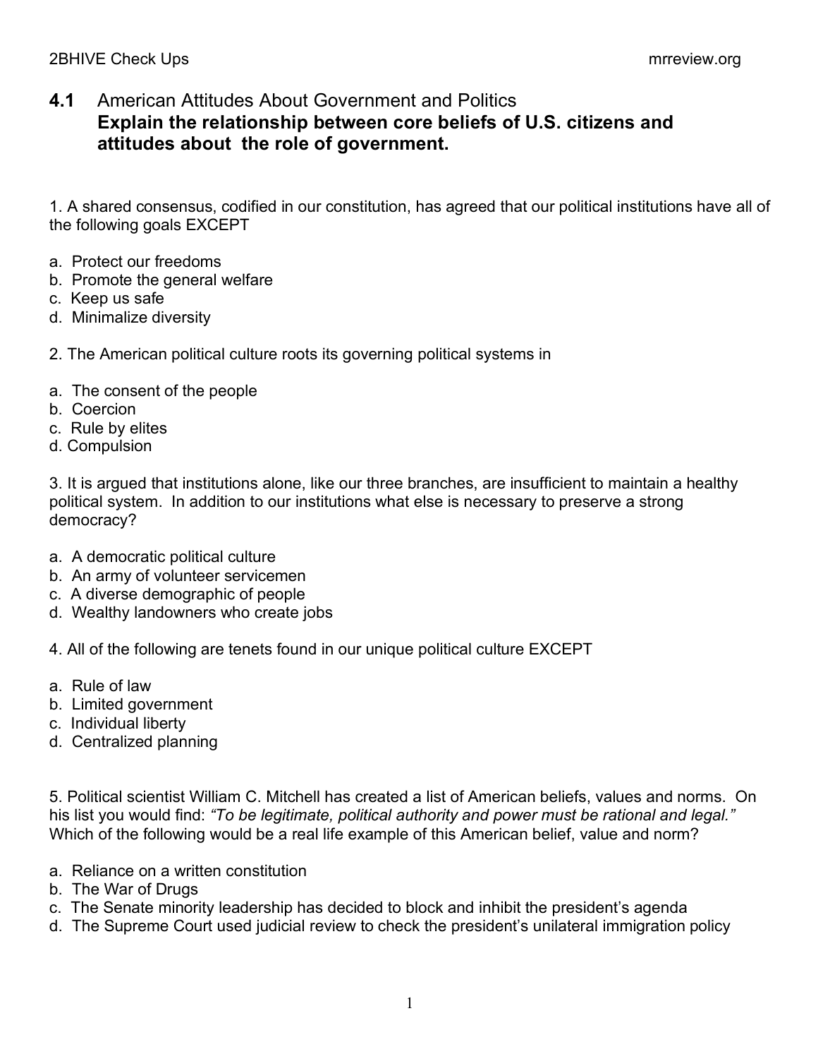## **4.1** American Attitudes About Government and Politics

### **Explain the relationship between core beliefs of U.S. citizens and attitudes about the role of government.**

1. A shared consensus, codified in our constitution, has agreed that our political institutions have all of the following goals EXCEPT

a. Protect our freedoms
b. Promote the general welfare
c. Keep us safe
d. Minimalize diversity

2. The American political culture roots its governing political systems in

a. The consent of the people
b. Coercion
c. Rule by elites
d. Compulsion

3. It is argued that institutions alone, like our three branches, are insufficient to maintain a healthy political system. In addition to our institutions what else is necessary to preserve a strong democracy?

a. A democratic political culture
b. An army of volunteer servicemen
c. A diverse demographic of people
d. Wealthy landowners who create jobs

4. All of the following are tenets found in our unique political culture EXCEPT

a. Rule of law
b. Limited government
c. Individual liberty
d. Centralized planning

5. Political scientist William C. Mitchell has created a list of American beliefs, values and norms. On his list you would find: *"To be legitimate, political authority and power must be rational and legal."* Which of the following would be a real life example of this American belief, value and norm?

a. Reliance on a written constitution
b. The War of Drugs
c. The Senate minority leadership has decided to block and inhibit the president's agenda
d. The Supreme Court used judicial review to check the president's unilateral immigration policy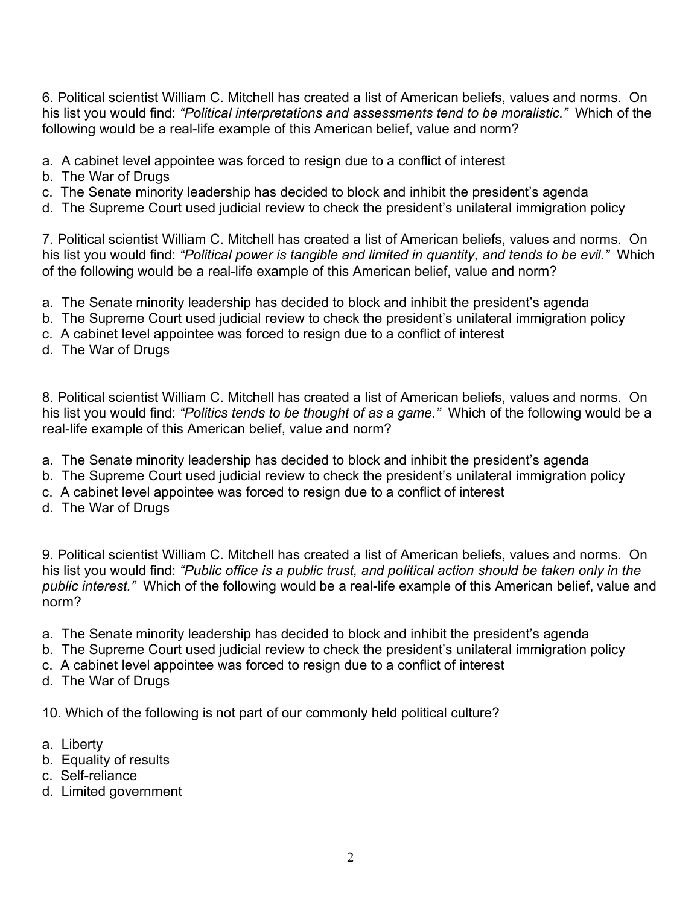6. Political scientist William C. Mitchell has created a list of American beliefs, values and norms. On his list you would find: *"Political interpretations and assessments tend to be moralistic."* Which of the following would be a real-life example of this American belief, value and norm?

a. A cabinet level appointee was forced to resign due to a conflict of interest
b. The War of Drugs
c. The Senate minority leadership has decided to block and inhibit the president's agenda
d. The Supreme Court used judicial review to check the president's unilateral immigration policy

7. Political scientist William C. Mitchell has created a list of American beliefs, values and norms. On his list you would find: *"Political power is tangible and limited in quantity, and tends to be evil."* Which of the following would be a real-life example of this American belief, value and norm?

a. The Senate minority leadership has decided to block and inhibit the president's agenda
b. The Supreme Court used judicial review to check the president's unilateral immigration policy
c. A cabinet level appointee was forced to resign due to a conflict of interest
d. The War of Drugs

8. Political scientist William C. Mitchell has created a list of American beliefs, values and norms. On his list you would find: *"Politics tends to be thought of as a game."* Which of the following would be a real-life example of this American belief, value and norm?

a. The Senate minority leadership has decided to block and inhibit the president's agenda
b. The Supreme Court used judicial review to check the president's unilateral immigration policy
c. A cabinet level appointee was forced to resign due to a conflict of interest
d. The War of Drugs

9. Political scientist William C. Mitchell has created a list of American beliefs, values and norms. On his list you would find: *"Public office is a public trust, and political action should be taken only in the public interest."* Which of the following would be a real-life example of this American belief, value and norm?

a. The Senate minority leadership has decided to block and inhibit the president's agenda
b. The Supreme Court used judicial review to check the president's unilateral immigration policy
c. A cabinet level appointee was forced to resign due to a conflict of interest
d. The War of Drugs

10. Which of the following is not part of our commonly held political culture?

a. Liberty
b. Equality of results
c. Self-reliance
d. Limited government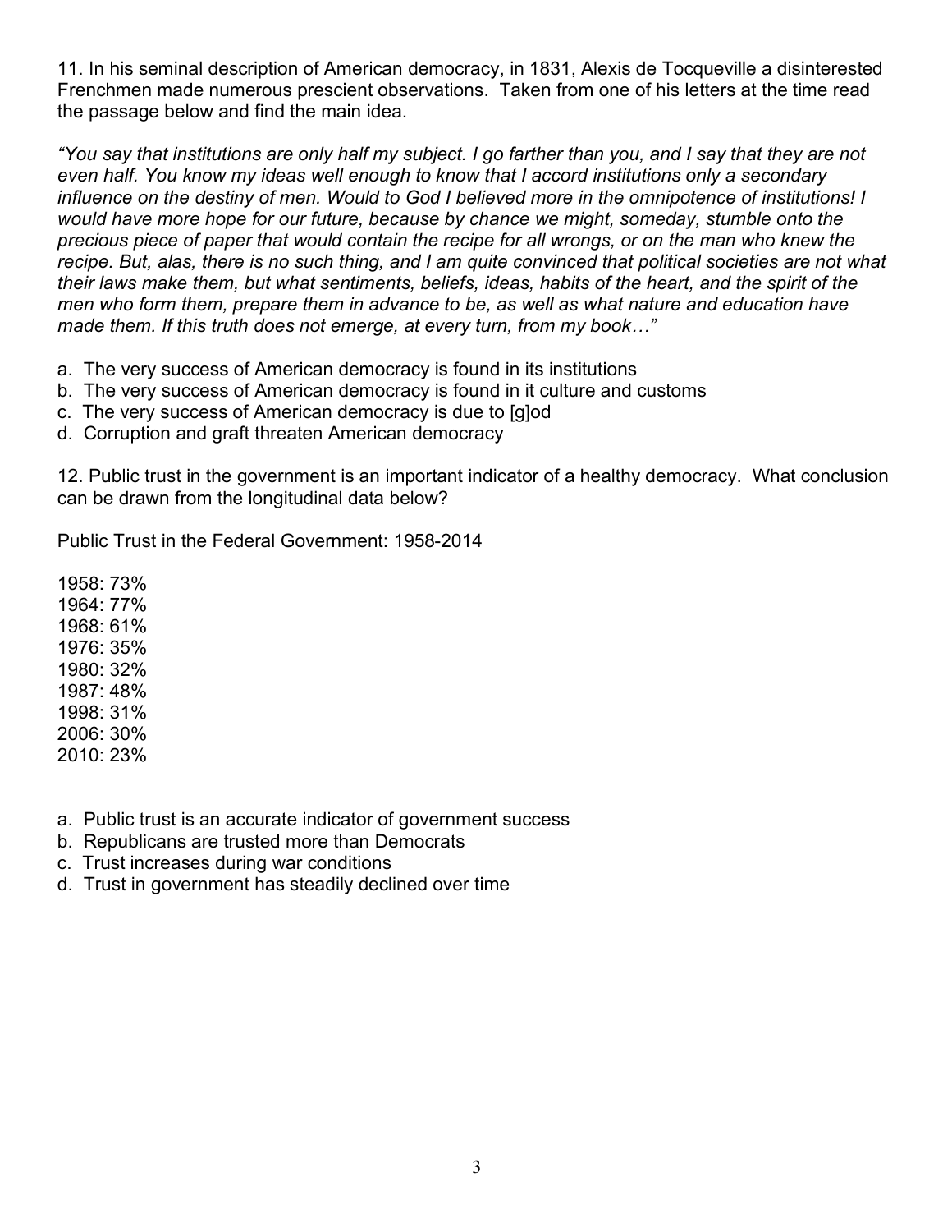11. In his seminal description of American democracy, in 1831, Alexis de Tocqueville a disinterested Frenchmen made numerous prescient observations. Taken from one of his letters at the time read the passage below and find the main idea.

*"You say that institutions are only half my subject. I go farther than you, and I say that they are not even half. You know my ideas well enough to know that I accord institutions only a secondary influence on the destiny of men. Would to God I believed more in the omnipotence of institutions! I would have more hope for our future, because by chance we might, someday, stumble onto the precious piece of paper that would contain the recipe for all wrongs, or on the man who knew the recipe. But, alas, there is no such thing, and I am quite convinced that political societies are not what their laws make them, but what sentiments, beliefs, ideas, habits of the heart, and the spirit of the men who form them, prepare them in advance to be, as well as what nature and education have made them. If this truth does not emerge, at every turn, from my book…"*

a. The very success of American democracy is found in its institutions
b. The very success of American democracy is found in it culture and customs
c. The very success of American democracy is due to [g]od
d. Corruption and graft threaten American democracy

12. Public trust in the government is an important indicator of a healthy democracy. What conclusion can be drawn from the longitudinal data below?

Public Trust in the Federal Government: 1958-2014

1958: 73%
1964: 77%
1968: 61%
1976: 35%
1980: 32%
1987: 48%
1998: 31%
2006: 30%
2010: 23%

a. Public trust is an accurate indicator of government success
b. Republicans are trusted more than Democrats
c. Trust increases during war conditions
d. Trust in government has steadily declined over time